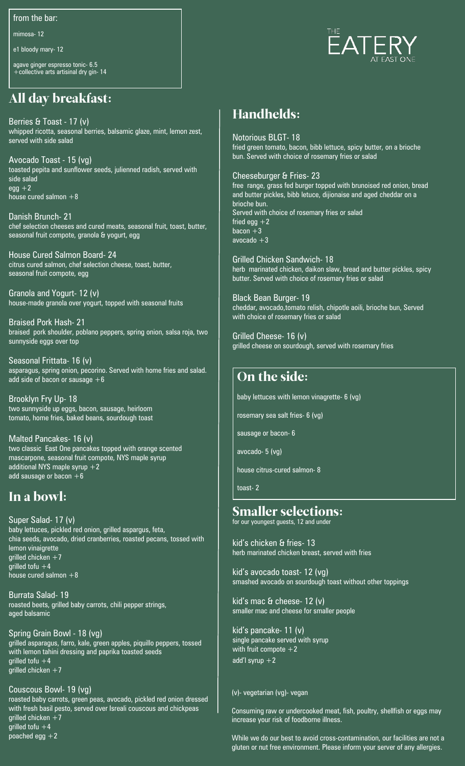THE EATERY AT EAST ONE

## from the bar:

mimosa- 12

e1 bloody mary- 12

agave ginger espresso tonic- 6.5
+collective arts artisinal dry gin- 14

## All day breakfast:

**Berries & Toast - 17 (v)**
whipped ricotta, seasonal berries, balsamic glaze, mint, lemon zest, served with side salad

**Avocado Toast - 15 (vg)**
toasted pepita and sunflower seeds, julienned radish, served with side salad
egg +2
house cured salmon +8

**Danish Brunch- 21**
chef selection cheeses and cured meats, seasonal fruit, toast, butter, seasonal fruit compote, granola & yogurt, egg

**House Cured Salmon Board- 24**
citrus cured salmon, chef selection cheese, toast, butter, seasonal fruit compote, egg

**Granola and Yogurt- 12 (v)**
house-made granola over yogurt, topped with seasonal fruits

**Braised Pork Hash- 21**
braised pork shoulder, poblano peppers, spring onion, salsa roja, two sunnyside eggs over top

**Seasonal Frittata- 16 (v)**
asparagus, spring onion, pecorino. Served with home fries and salad.
add side of bacon or sausage +6

**Brooklyn Fry Up- 18**
two sunnyside up eggs, bacon, sausage, heirloom tomato, home fries, baked beans, sourdough toast

**Malted Pancakes- 16 (v)**
two classic East One pancakes topped with orange scented mascarpone, seasonal fruit compote, NYS maple syrup
additional NYS maple syrup +2
add sausage or bacon +6

## In a bowl:

**Super Salad- 17 (v)**
baby lettuces, pickled red onion, grilled aspargus, feta, chia seeds, avocado, dried cranberries, roasted pecans, tossed with lemon vinaigrette
grilled chicken +7
grilled tofu +4
house cured salmon +8

**Burrata Salad- 19**
roasted beets, grilled baby carrots, chili pepper strings, aged balsamic

**Spring Grain Bowl - 18 (vg)**
grilled asparagus, farro, kale, green apples, piquillo peppers, tossed with lemon tahini dressing and paprika toasted seeds
grilled tofu +4
grilled chicken +7

**Couscous Bowl- 19 (vg)**
roasted baby carrots, green peas, avocado, pickled red onion dressed with fresh basil pesto, served over Isreali couscous and chickpeas
grilled chicken +7
grilled tofu +4
poached egg +2

## Handhelds:

**Notorious BLGT- 18**
fried green tomato, bacon, bibb lettuce, spicy butter, on a brioche bun. Served with choice of rosemary fries or salad

**Cheeseburger & Fries- 23**
free range, grass fed burger topped with brunoised red onion, bread and butter pickles, bibb letuce, dijionaise and aged cheddar on a brioche bun.
Served with choice of rosemary fries or salad
fried egg +2
bacon +3
avocado +3

**Grilled Chicken Sandwich- 18**
herb marinated chicken, daikon slaw, bread and butter pickles, spicy butter. Served with choice of rosemary fries or salad

**Black Bean Burger- 19**
cheddar, avocado,tomato relish, chipotle aoili, brioche bun, Served with choice of rosemary fries or salad

**Grilled Cheese- 16 (v)**
grilled cheese on sourdough, served with rosemary fries

## On the side:

baby lettuces with lemon vinagrette- 6 (vg)

rosemary sea salt fries- 6 (vg)

sausage or bacon- 6

avocado- 5 (vg)

house citrus-cured salmon- 8

toast- 2

## Smaller selections:

for our youngest guests, 12 and under

**kid's chicken & fries- 13**
herb marinated chicken breast, served with fries

**kid's avocado toast- 12 (vg)**
smashed avocado on sourdough toast without other toppings

**kid's mac & cheese- 12 (v)**
smaller mac and cheese for smaller people

**kid's pancake- 11 (v)**
single pancake served with syrup
with fruit compote +2
add'l syrup +2

(v)- vegetarian (vg)- vegan

Consuming raw or undercooked meat, fish, poultry, shellfish or eggs may increase your risk of foodborne illness.

While we do our best to avoid cross-contamination, our facilities are not a gluten or nut free environment. Please inform your server of any allergies.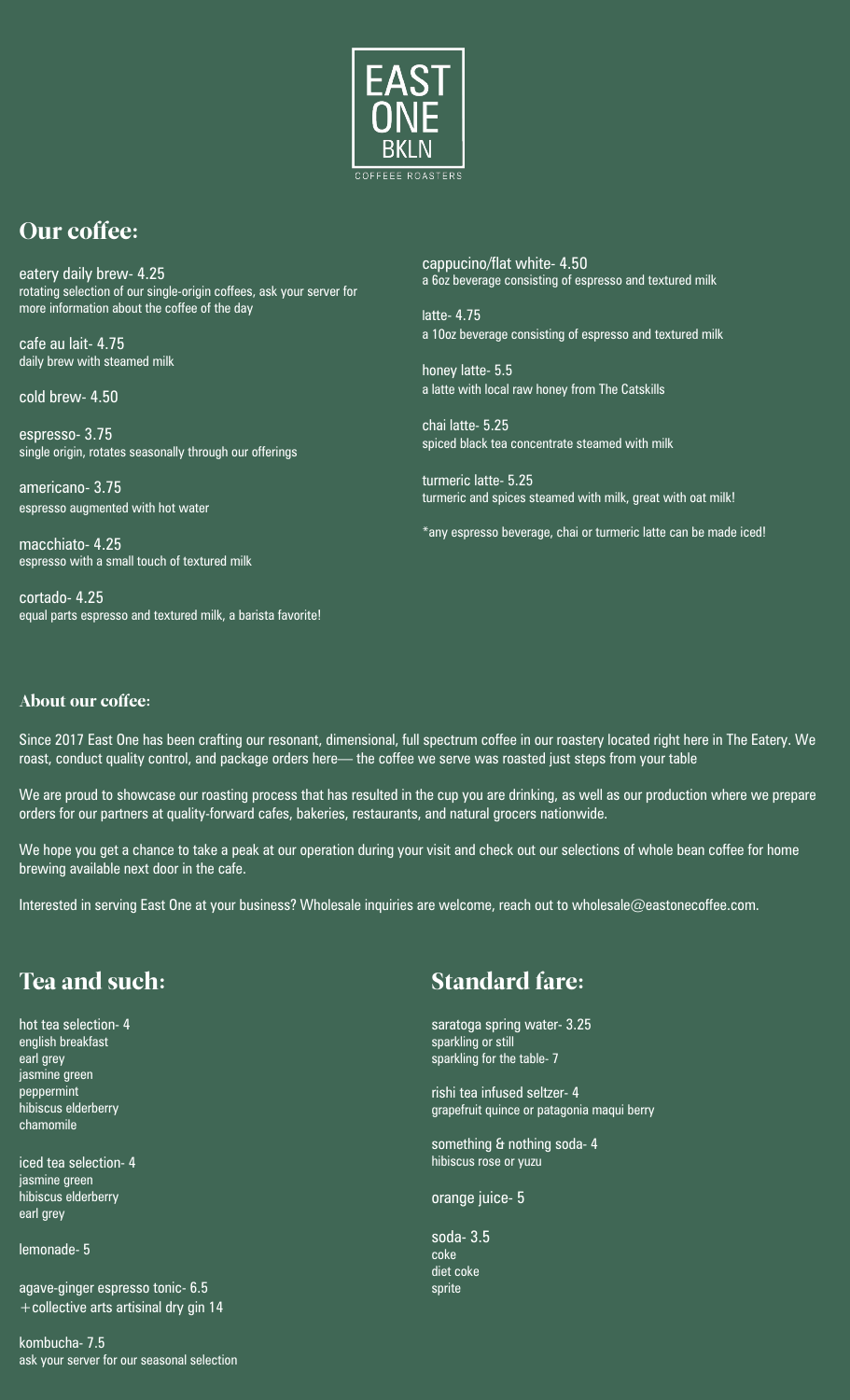EAST ONE BKLN

COFFEEE ROASTERS

## Our coffee:

eatery daily brew- 4.25
rotating selection of our single-origin coffees, ask your server for more information about the coffee of the day

cafe au lait- 4.75
daily brew with steamed milk

cold brew- 4.50

espresso- 3.75
single origin, rotates seasonally through our offerings

americano- 3.75
espresso augmented with hot water

macchiato- 4.25
espresso with a small touch of textured milk

cortado- 4.25
equal parts espresso and textured milk, a barista favorite!

cappucino/flat white- 4.50
a 6oz beverage consisting of espresso and textured milk

latte- 4.75
a 10oz beverage consisting of espresso and textured milk

honey latte- 5.5
a latte with local raw honey from The Catskills

chai latte- 5.25
spiced black tea concentrate steamed with milk

turmeric latte- 5.25
turmeric and spices steamed with milk, great with oat milk!

*any espresso beverage, chai or turmeric latte can be made iced!

### About our coffee:

Since 2017 East One has been crafting our resonant, dimensional, full spectrum coffee in our roastery located right here in The Eatery. We roast, conduct quality control, and package orders here— the coffee we serve was roasted just steps from your table

We are proud to showcase our roasting process that has resulted in the cup you are drinking, as well as our production where we prepare orders for our partners at quality-forward cafes, bakeries, restaurants, and natural grocers nationwide.

We hope you get a chance to take a peak at our operation during your visit and check out our selections of whole bean coffee for home brewing available next door in the cafe.

Interested in serving East One at your business? Wholesale inquiries are welcome, reach out to wholesale@eastonecoffee.com.

## Tea and such:

hot tea selection- 4
english breakfast
earl grey
jasmine green
peppermint
hibiscus elderberry
chamomile

iced tea selection- 4
jasmine green
hibiscus elderberry
earl grey

lemonade- 5

agave-ginger espresso tonic- 6.5
+collective arts artisinal dry gin 14

kombucha- 7.5
ask your server for our seasonal selection

## Standard fare:

saratoga spring water- 3.25
sparkling or still
sparkling for the table- 7

rishi tea infused seltzer- 4
grapefruit quince or patagonia maqui berry

something & nothing soda- 4
hibiscus rose or yuzu

orange juice- 5

soda- 3.5
coke
diet coke
sprite